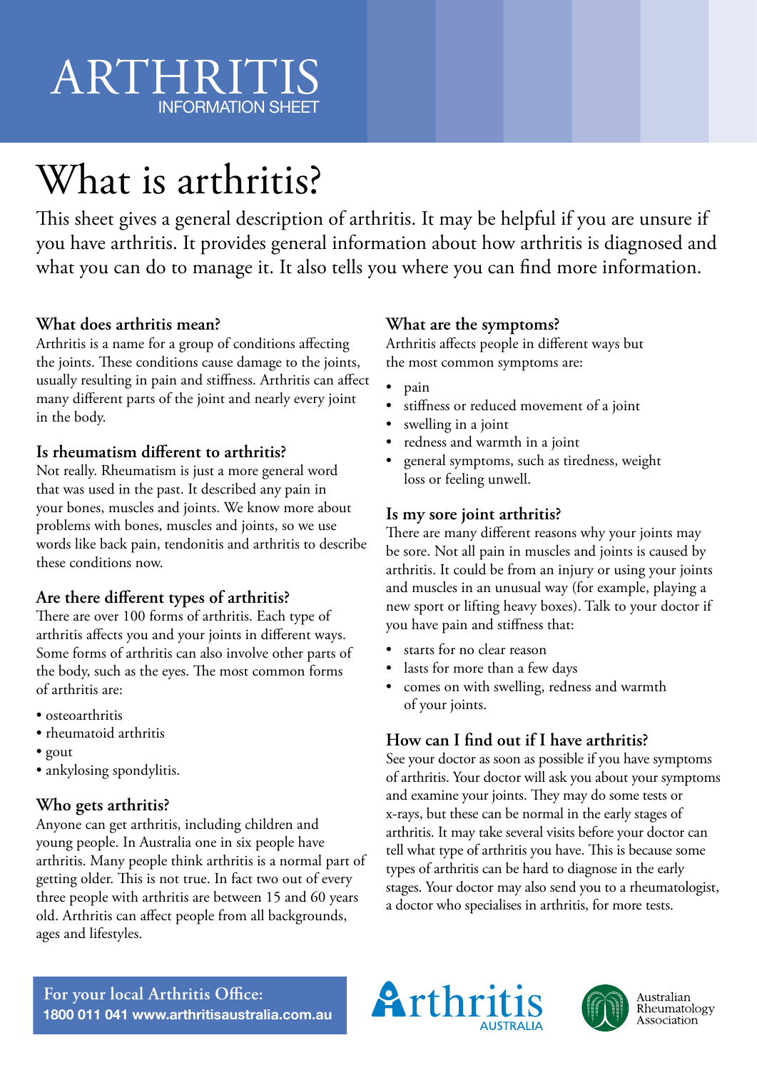# ARTHRITIS

INFORMATION SHEET

# What is arthritis?

This sheet gives a general description of arthritis. It may be helpful if you are unsure if you have arthritis. It provides general information about how arthritis is diagnosed and what you can do to manage it. It also tells you where you can find more information.

### What does arthritis mean?

Arthritis is a name for a group of conditions affecting the joints. These conditions cause damage to the joints, usually resulting in pain and stiffness. Arthritis can affect many different parts of the joint and nearly every joint in the body.

### Is rheumatism different to arthritis?

Not really. Rheumatism is just a more general word that was used in the past. It described any pain in your bones, muscles and joints. We know more about problems with bones, muscles and joints, so we use words like back pain, tendonitis and arthritis to describe these conditions now.

### Are there different types of arthritis?

There are over 100 forms of arthritis. Each type of arthritis affects you and your joints in different ways. Some forms of arthritis can also involve other parts of the body, such as the eyes. The most common forms of arthritis are:

- osteoarthritis
- rheumatoid arthritis
- gout
- ankylosing spondylitis.

### Who gets arthritis?

Anyone can get arthritis, including children and young people. In Australia one in six people have arthritis. Many people think arthritis is a normal part of getting older. This is not true. In fact two out of every three people with arthritis are between 15 and 60 years old. Arthritis can affect people from all backgrounds, ages and lifestyles.

### What are the symptoms?

Arthritis affects people in different ways but the most common symptoms are:

- pain
- stiffness or reduced movement of a joint
- swelling in a joint
- redness and warmth in a joint
- general symptoms, such as tiredness, weight loss or feeling unwell.

### Is my sore joint arthritis?

There are many different reasons why your joints may be sore. Not all pain in muscles and joints is caused by arthritis. It could be from an injury or using your joints and muscles in an unusual way (for example, playing a new sport or lifting heavy boxes). Talk to your doctor if you have pain and stiffness that:

- starts for no clear reason
- lasts for more than a few days
- comes on with swelling, redness and warmth of your joints.

### How can I find out if I have arthritis?

See your doctor as soon as possible if you have symptoms of arthritis. Your doctor will ask you about your symptoms and examine your joints. They may do some tests or x-rays, but these can be normal in the early stages of arthritis. It may take several visits before your doctor can tell what type of arthritis you have. This is because some types of arthritis can be hard to diagnose in the early stages. Your doctor may also send you to a rheumatologist, a doctor who specialises in arthritis, for more tests.

**For your local Arthritis Office:**
**1800 011 041 www.arthritisaustralia.com.au**

Arthritis AUSTRALIA

Australian Rheumatology Association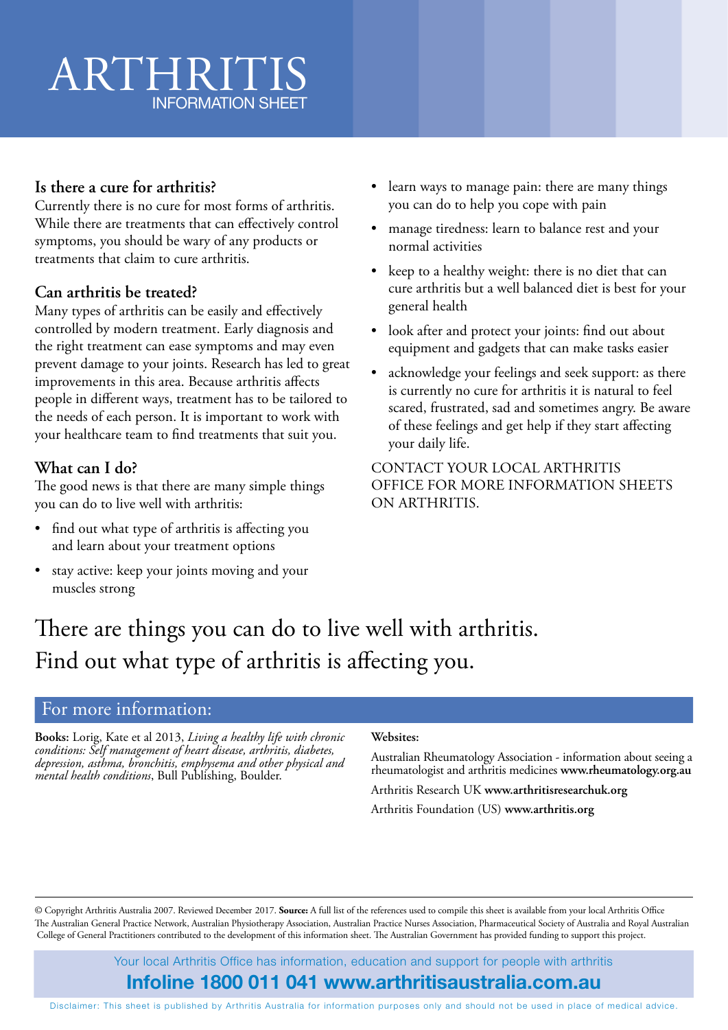# ARTHRITIS
INFORMATION SHEET

### Is there a cure for arthritis?

Currently there is no cure for most forms of arthritis. While there are treatments that can effectively control symptoms, you should be wary of any products or treatments that claim to cure arthritis.

### Can arthritis be treated?

Many types of arthritis can be easily and effectively controlled by modern treatment. Early diagnosis and the right treatment can ease symptoms and may even prevent damage to your joints. Research has led to great improvements in this area. Because arthritis affects people in different ways, treatment has to be tailored to the needs of each person. It is important to work with your healthcare team to find treatments that suit you.

### What can I do?

The good news is that there are many simple things you can do to live well with arthritis:

- find out what type of arthritis is affecting you and learn about your treatment options
- stay active: keep your joints moving and your muscles strong
- learn ways to manage pain: there are many things you can do to help you cope with pain
- manage tiredness: learn to balance rest and your normal activities
- keep to a healthy weight: there is no diet that can cure arthritis but a well balanced diet is best for your general health
- look after and protect your joints: find out about equipment and gadgets that can make tasks easier
- acknowledge your feelings and seek support: as there is currently no cure for arthritis it is natural to feel scared, frustrated, sad and sometimes angry. Be aware of these feelings and get help if they start affecting your daily life.

CONTACT YOUR LOCAL ARTHRITIS OFFICE FOR MORE INFORMATION SHEETS ON ARTHRITIS.

## There are things you can do to live well with arthritis. Find out what type of arthritis is affecting you.

## For more information:

**Books:** Lorig, Kate et al 2013, *Living a healthy life with chronic conditions: Self management of heart disease, arthritis, diabetes, depression, asthma, bronchitis, emphysema and other physical and mental health conditions*, Bull Publishing, Boulder.

**Websites:**

Australian Rheumatology Association - information about seeing a rheumatologist and arthritis medicines **www.rheumatology.org.au**

Arthritis Research UK **www.arthritisresearchuk.org**

Arthritis Foundation (US) **www.arthritis.org**

© Copyright Arthritis Australia 2007. Reviewed December 2017. **Source:** A full list of the references used to compile this sheet is available from your local Arthritis Office
The Australian General Practice Network, Australian Physiotherapy Association, Australian Practice Nurses Association, Pharmaceutical Society of Australia and Royal Australian College of General Practitioners contributed to the development of this information sheet. The Australian Government has provided funding to support this project.

Your local Arthritis Office has information, education and support for people with arthritis

**Infoline 1800 011 041 www.arthritisaustralia.com.au**

Disclaimer: This sheet is published by Arthritis Australia for information purposes only and should not be used in place of medical advice.